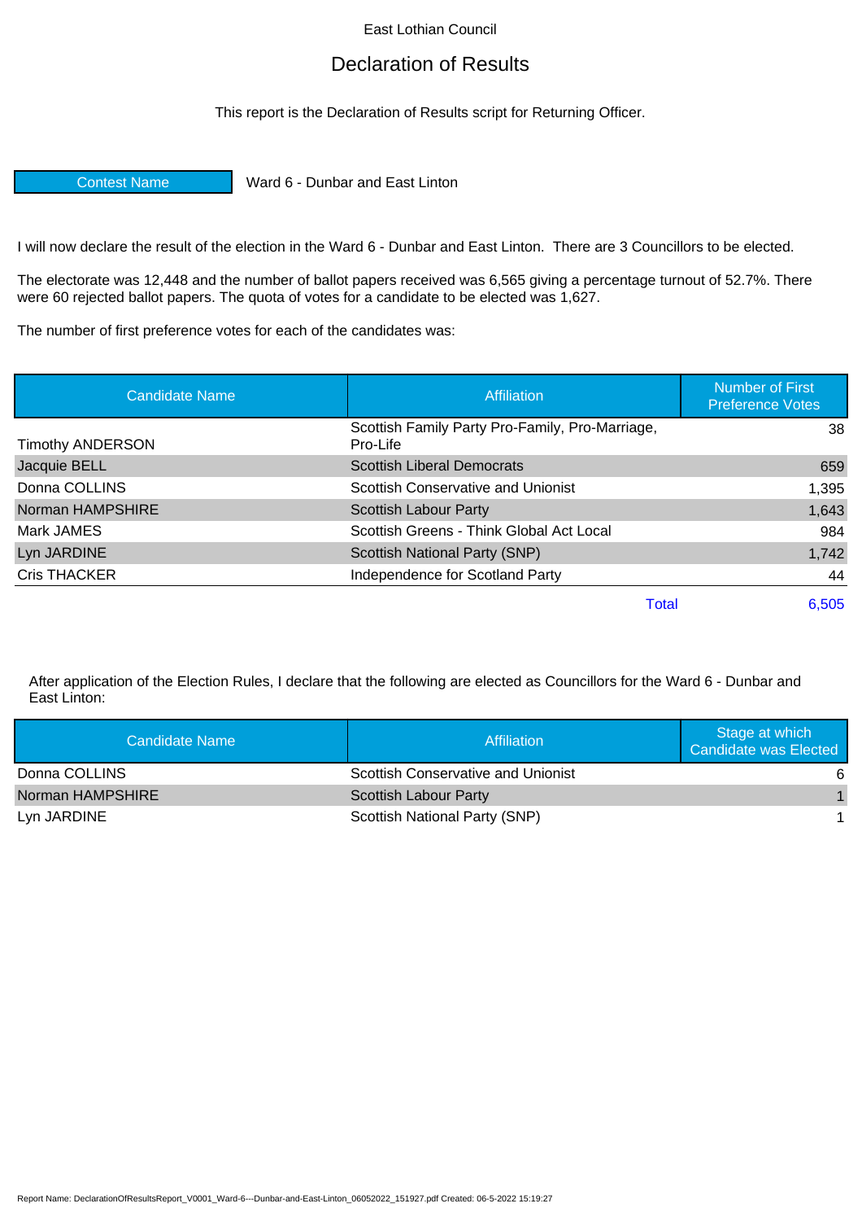East Lothian Council

# Declaration of Results

This report is the Declaration of Results script for Returning Officer.

| Contest Name | Ward 6 - Dunbar and East Linton |
|---|---|

I will now declare the result of the election in the Ward 6 - Dunbar and East Linton. There are 3 Councillors to be elected.

The electorate was 12,448 and the number of ballot papers received was 6,565 giving a percentage turnout of 52.7%. There were 60 rejected ballot papers. The quota of votes for a candidate to be elected was 1,627.

The number of first preference votes for each of the candidates was:

| Candidate Name | Affiliation | Number of First Preference Votes |
|---|---|---|
| Timothy ANDERSON | Scottish Family Party Pro-Family, Pro-Marriage, Pro-Life | 38 |
| Jacquie BELL | Scottish Liberal Democrats | 659 |
| Donna COLLINS | Scottish Conservative and Unionist | 1,395 |
| Norman HAMPSHIRE | Scottish Labour Party | 1,643 |
| Mark JAMES | Scottish Greens - Think Global Act Local | 984 |
| Lyn JARDINE | Scottish National Party (SNP) | 1,742 |
| Cris THACKER | Independence for Scotland Party | 44 |
| | Total | 6,505 |

After application of the Election Rules, I declare that the following are elected as Councillors for the Ward 6 - Dunbar and East Linton:

| Candidate Name | Affiliation | Stage at which Candidate was Elected |
|---|---|---|
| Donna COLLINS | Scottish Conservative and Unionist | 6 |
| Norman HAMPSHIRE | Scottish Labour Party | 1 |
| Lyn JARDINE | Scottish National Party (SNP) | 1 |

Report Name: DeclarationOfResultsReport_V0001_Ward-6---Dunbar-and-East-Linton_06052022_151927.pdf Created: 06-5-2022 15:19:27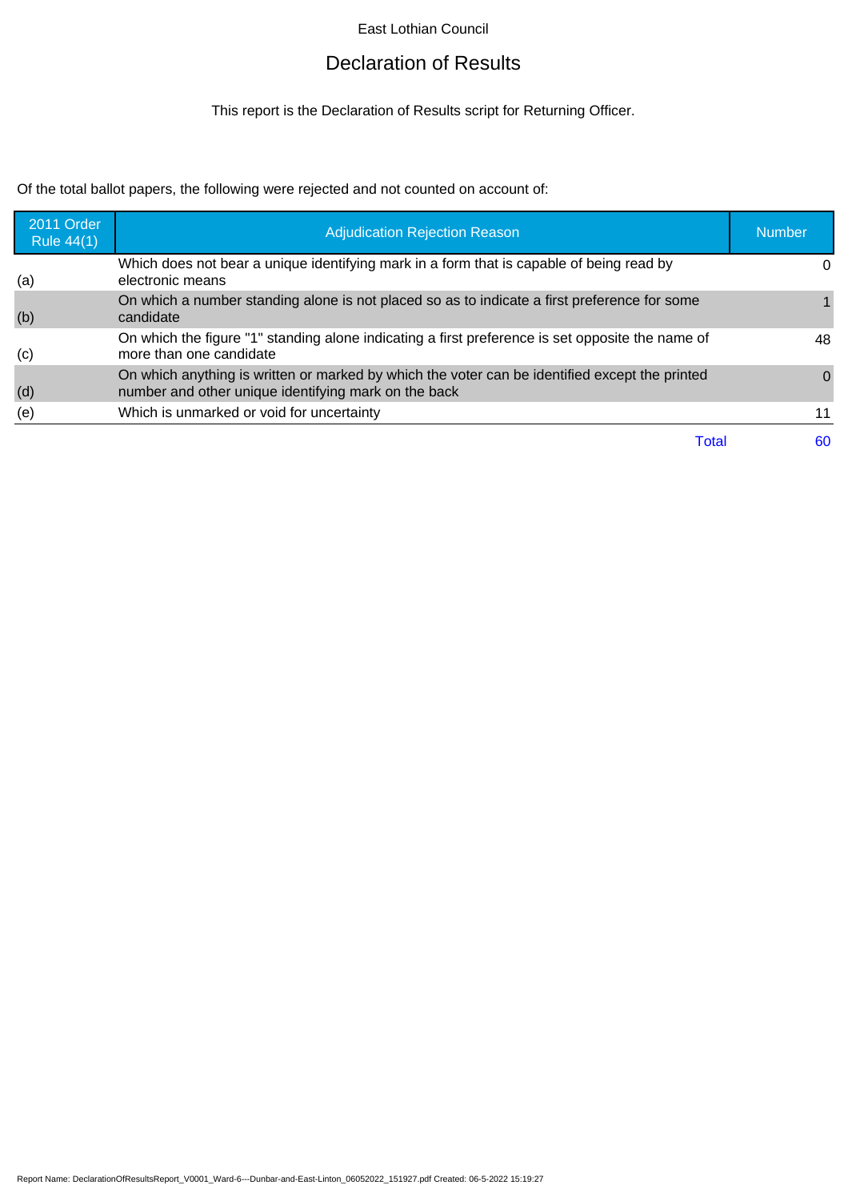East Lothian Council

# Declaration of Results

This report is the Declaration of Results script for Returning Officer.

Of the total ballot papers, the following were rejected and not counted on account of:

| 2011 Order Rule 44(1) | Adjudication Rejection Reason | Number |
|---|---|---|
| (a) | Which does not bear a unique identifying mark in a form that is capable of being read by electronic means | 0 |
| (b) | On which a number standing alone is not placed so as to indicate a first preference for some candidate | 1 |
| (c) | On which the figure "1" standing alone indicating a first preference is set opposite the name of more than one candidate | 48 |
| (d) | On which anything is written or marked by which the voter can be identified except the printed number and other unique identifying mark on the back | 0 |
| (e) | Which is unmarked or void for uncertainty | 11 |
| | Total | 60 |

Report Name: DeclarationOfResultsReport_V0001_Ward-6---Dunbar-and-East-Linton_06052022_151927.pdf Created: 06-5-2022 15:19:27